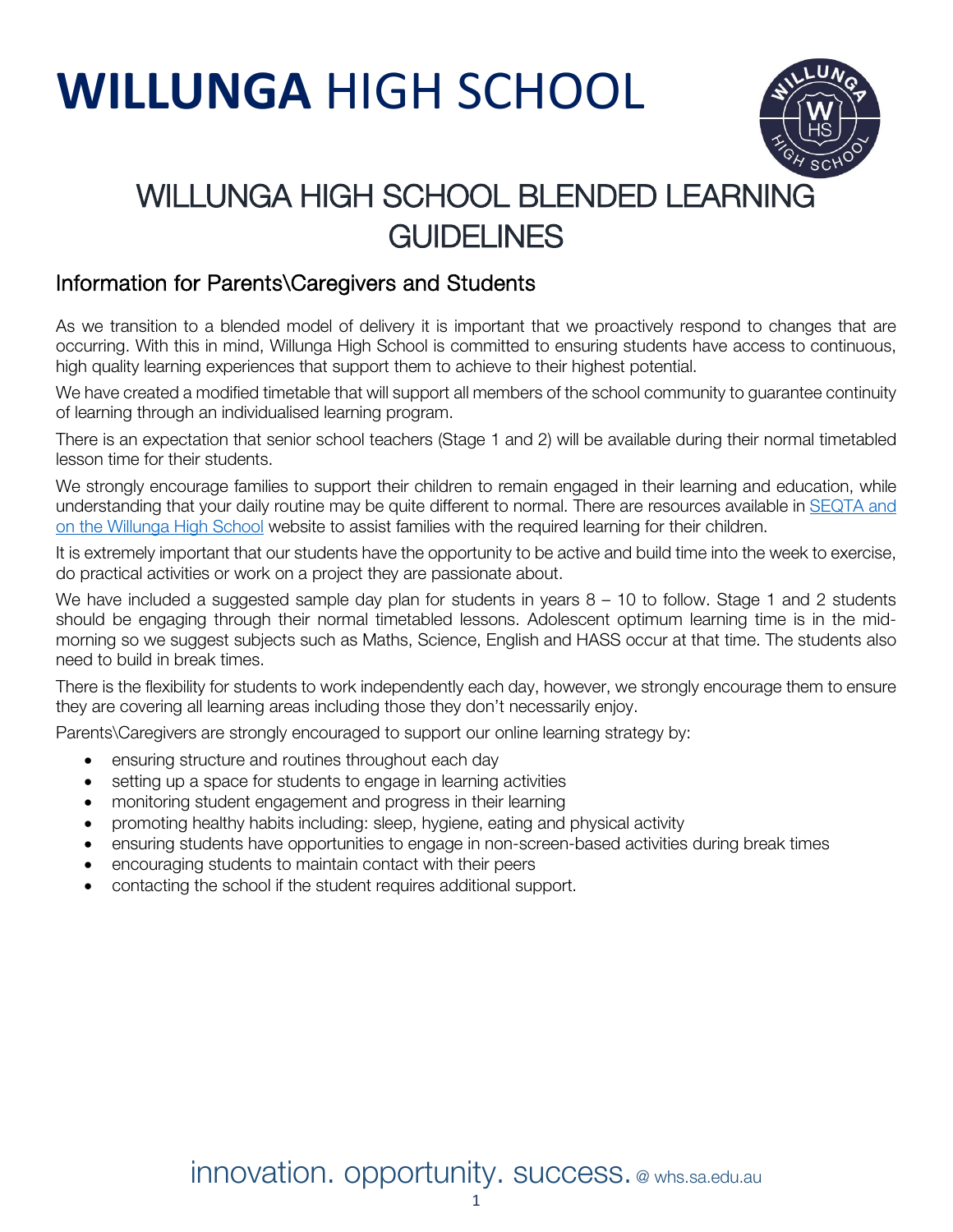# **WILLUNGA** HIGH SCHOOL

## WILLUNGA HIGH SCHOOL BLENDED LEARNING GUIDELINES

### Information for Parents\Caregivers and Students

As we transition to a blended model of delivery it is important that we proactively respond to changes that are occurring. With this in mind, Willunga High School is committed to ensuring students have access to continuous, high quality learning experiences that support them to achieve to their highest potential.

We have created a modified timetable that will support all members of the school community to guarantee continuity of learning through an individualised learning program.

There is an expectation that senior school teachers (Stage 1 and 2) will be available during their normal timetabled lesson time for their students.

We strongly encourage families to support their children to remain engaged in their learning and education, while understanding that your daily routine may be quite different to normal. There are resources available in SEQTA and on the Willunga High School website to assist families with the required learning for their children.

It is extremely important that our students have the opportunity to be active and build time into the week to exercise, do practical activities or work on a project they are passionate about.

We have included a suggested sample day plan for students in years 8 – 10 to follow. Stage 1 and 2 students should be engaging through their normal timetabled lessons. Adolescent optimum learning time is in the mid-morning so we suggest subjects such as Maths, Science, English and HASS occur at that time. The students also need to build in break times.

There is the flexibility for students to work independently each day, however, we strongly encourage them to ensure they are covering all learning areas including those they don't necessarily enjoy.

Parents\Caregivers are strongly encouraged to support our online learning strategy by:

- ensuring structure and routines throughout each day
- setting up a space for students to engage in learning activities
- monitoring student engagement and progress in their learning
- promoting healthy habits including: sleep, hygiene, eating and physical activity
- ensuring students have opportunities to engage in non-screen-based activities during break times
- encouraging students to maintain contact with their peers
- contacting the school if the student requires additional support.

innovation. opportunity. success. @ whs.sa.edu.au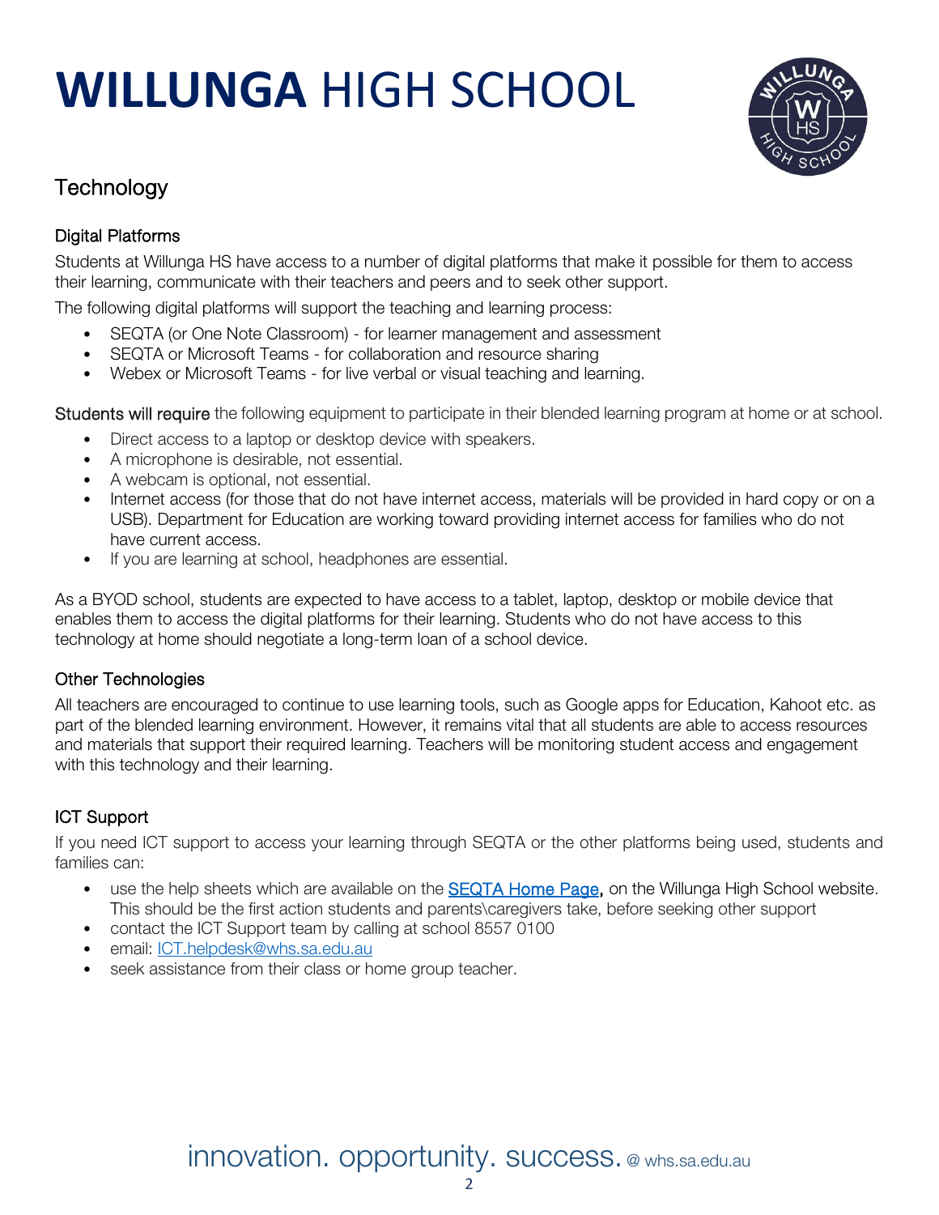# WILLUNGA HIGH SCHOOL

## Technology

### Digital Platforms

Students at Willunga HS have access to a number of digital platforms that make it possible for them to access their learning, communicate with their teachers and peers and to seek other support.

The following digital platforms will support the teaching and learning process:

- SEQTA (or One Note Classroom) - for learner management and assessment
- SEQTA or Microsoft Teams - for collaboration and resource sharing
- Webex or Microsoft Teams - for live verbal or visual teaching and learning.

Students will require the following equipment to participate in their blended learning program at home or at school.

- Direct access to a laptop or desktop device with speakers.
- A microphone is desirable, not essential.
- A webcam is optional, not essential.
- Internet access (for those that do not have internet access, materials will be provided in hard copy or on a USB). Department for Education are working toward providing internet access for families who do not have current access.
- If you are learning at school, headphones are essential.

As a BYOD school, students are expected to have access to a tablet, laptop, desktop or mobile device that enables them to access the digital platforms for their learning. Students who do not have access to this technology at home should negotiate a long-term loan of a school device.

### Other Technologies

All teachers are encouraged to continue to use learning tools, such as Google apps for Education, Kahoot etc. as part of the blended learning environment. However, it remains vital that all students are able to access resources and materials that support their required learning. Teachers will be monitoring student access and engagement with this technology and their learning.

### ICT Support

If you need ICT support to access your learning through SEQTA or the other platforms being used, students and families can:

- use the help sheets which are available on the [SEQTA Home Page](), on the Willunga High School website. This should be the first action students and parents\caregivers take, before seeking other support
- contact the ICT Support team by calling at school 8557 0100
- email: [ICT.helpdesk@whs.sa.edu.au](mailto:ICT.helpdesk@whs.sa.edu.au)
- seek assistance from their class or home group teacher.

innovation. opportunity. success. @ whs.sa.edu.au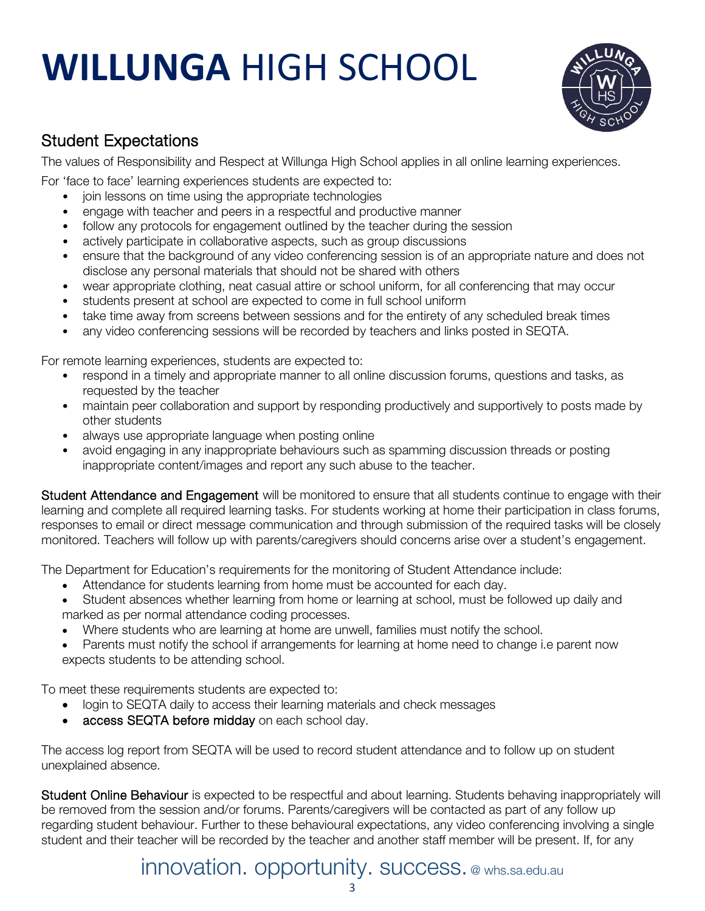# **WILLUNGA** HIGH SCHOOL

## Student Expectations

The values of Responsibility and Respect at Willunga High School applies in all online learning experiences.

For 'face to face' learning experiences students are expected to:

- join lessons on time using the appropriate technologies
- engage with teacher and peers in a respectful and productive manner
- follow any protocols for engagement outlined by the teacher during the session
- actively participate in collaborative aspects, such as group discussions
- ensure that the background of any video conferencing session is of an appropriate nature and does not disclose any personal materials that should not be shared with others
- wear appropriate clothing, neat casual attire or school uniform, for all conferencing that may occur
- students present at school are expected to come in full school uniform
- take time away from screens between sessions and for the entirety of any scheduled break times
- any video conferencing sessions will be recorded by teachers and links posted in SEQTA.

For remote learning experiences, students are expected to:

- respond in a timely and appropriate manner to all online discussion forums, questions and tasks, as requested by the teacher
- maintain peer collaboration and support by responding productively and supportively to posts made by other students
- always use appropriate language when posting online
- avoid engaging in any inappropriate behaviours such as spamming discussion threads or posting inappropriate content/images and report any such abuse to the teacher.

**Student Attendance and Engagement** will be monitored to ensure that all students continue to engage with their learning and complete all required learning tasks. For students working at home their participation in class forums, responses to email or direct message communication and through submission of the required tasks will be closely monitored. Teachers will follow up with parents/caregivers should concerns arise over a student's engagement.

The Department for Education's requirements for the monitoring of Student Attendance include:

- Attendance for students learning from home must be accounted for each day.
- Student absences whether learning from home or learning at school, must be followed up daily and marked as per normal attendance coding processes.
- Where students who are learning at home are unwell, families must notify the school.
- Parents must notify the school if arrangements for learning at home need to change i.e parent now expects students to be attending school.

To meet these requirements students are expected to:

- login to SEQTA daily to access their learning materials and check messages
- **access SEQTA before midday** on each school day.

The access log report from SEQTA will be used to record student attendance and to follow up on student unexplained absence.

**Student Online Behaviour** is expected to be respectful and about learning. Students behaving inappropriately will be removed from the session and/or forums. Parents/caregivers will be contacted as part of any follow up regarding student behaviour. Further to these behavioural expectations, any video conferencing involving a single student and their teacher will be recorded by the teacher and another staff member will be present. If, for any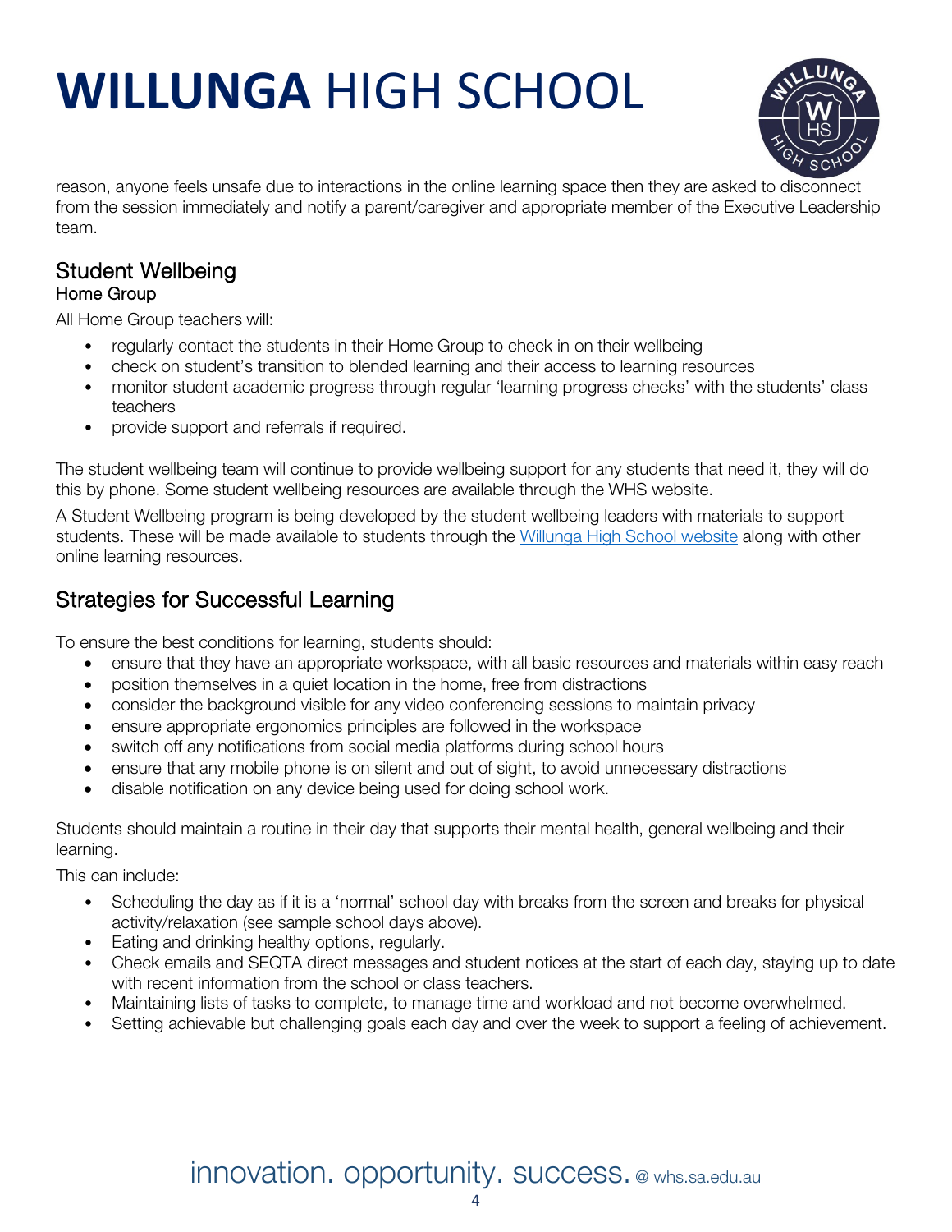reason, anyone feels unsafe due to interactions in the online learning space then they are asked to disconnect from the session immediately and notify a parent/caregiver and appropriate member of the Executive Leadership team.

## Student Wellbeing

### Home Group

All Home Group teachers will:

- regularly contact the students in their Home Group to check in on their wellbeing
- check on student's transition to blended learning and their access to learning resources
- monitor student academic progress through regular 'learning progress checks' with the students' class teachers
- provide support and referrals if required.

The student wellbeing team will continue to provide wellbeing support for any students that need it, they will do this by phone. Some student wellbeing resources are available through the WHS website.

A Student Wellbeing program is being developed by the student wellbeing leaders with materials to support students. These will be made available to students through the Willunga High School website along with other online learning resources.

## Strategies for Successful Learning

To ensure the best conditions for learning, students should:

- ensure that they have an appropriate workspace, with all basic resources and materials within easy reach
- position themselves in a quiet location in the home, free from distractions
- consider the background visible for any video conferencing sessions to maintain privacy
- ensure appropriate ergonomics principles are followed in the workspace
- switch off any notifications from social media platforms during school hours
- ensure that any mobile phone is on silent and out of sight, to avoid unnecessary distractions
- disable notification on any device being used for doing school work.

Students should maintain a routine in their day that supports their mental health, general wellbeing and their learning.

This can include:

- Scheduling the day as if it is a 'normal' school day with breaks from the screen and breaks for physical activity/relaxation (see sample school days above).
- Eating and drinking healthy options, regularly.
- Check emails and SEQTA direct messages and student notices at the start of each day, staying up to date with recent information from the school or class teachers.
- Maintaining lists of tasks to complete, to manage time and workload and not become overwhelmed.
- Setting achievable but challenging goals each day and over the week to support a feeling of achievement.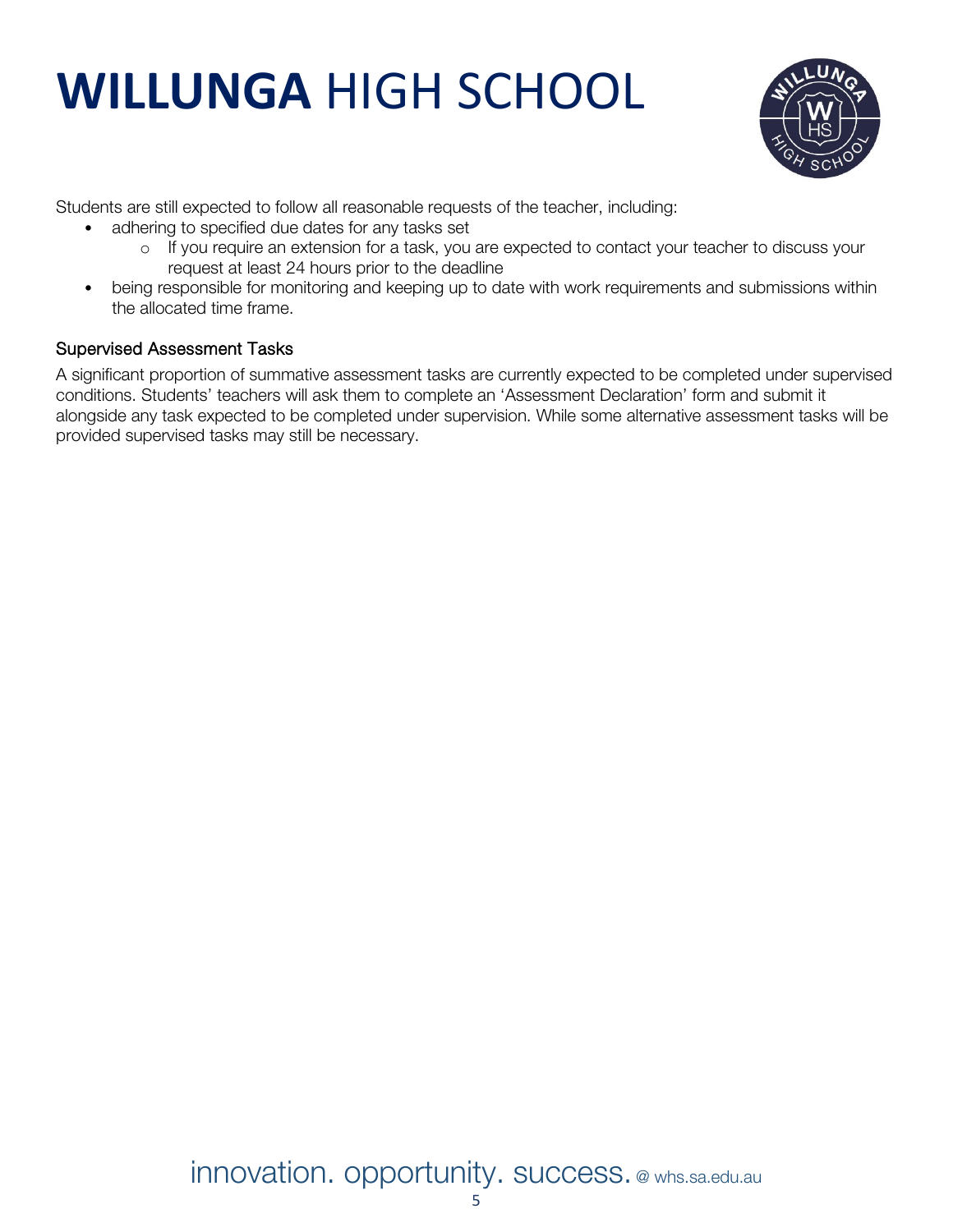Students are still expected to follow all reasonable requests of the teacher, including:

- adhering to specified due dates for any tasks set
  - If you require an extension for a task, you are expected to contact your teacher to discuss your request at least 24 hours prior to the deadline
- being responsible for monitoring and keeping up to date with work requirements and submissions within the allocated time frame.

### Supervised Assessment Tasks

A significant proportion of summative assessment tasks are currently expected to be completed under supervised conditions. Students' teachers will ask them to complete an 'Assessment Declaration' form and submit it alongside any task expected to be completed under supervision. While some alternative assessment tasks will be provided supervised tasks may still be necessary.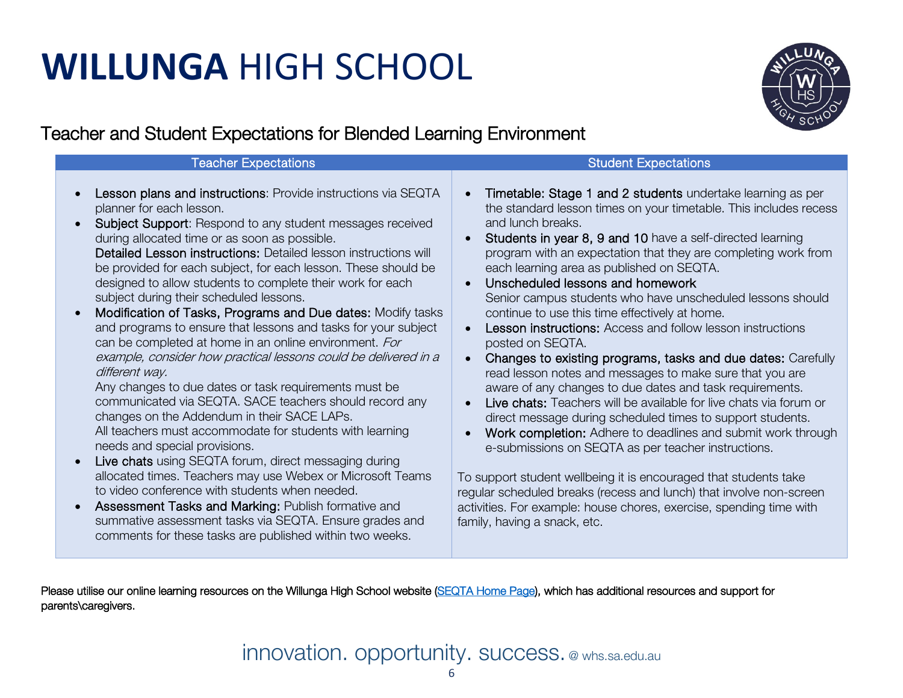# **WILLUNGA** HIGH SCHOOL

## Teacher and Student Expectations for Blended Learning Environment

| Teacher Expectations | Student Expectations |
| --- | --- |
| • Lesson plans and instructions: Provide instructions via SEQTA planner for each lesson.<br>• Subject Support: Respond to any student messages received during allocated time or as soon as possible.<br>Detailed Lesson instructions: Detailed lesson instructions will be provided for each subject, for each lesson. These should be designed to allow students to complete their work for each subject during their scheduled lessons.<br>• Modification of Tasks, Programs and Due dates: Modify tasks and programs to ensure that lessons and tasks for your subject can be completed at home in an online environment. *For example, consider how practical lessons could be delivered in a different way.*<br>Any changes to due dates or task requirements must be communicated via SEQTA. SACE teachers should record any changes on the Addendum in their SACE LAPs.<br>All teachers must accommodate for students with learning needs and special provisions.<br>• Live chats using SEQTA forum, direct messaging during allocated times. Teachers may use Webex or Microsoft Teams to video conference with students when needed.<br>• Assessment Tasks and Marking: Publish formative and summative assessment tasks via SEQTA. Ensure grades and comments for these tasks are published within two weeks. | • Timetable: Stage 1 and 2 students undertake learning as per the standard lesson times on your timetable. This includes recess and lunch breaks.<br>• Students in year 8, 9 and 10 have a self-directed learning program with an expectation that they are completing work from each learning area as published on SEQTA.<br>• Unscheduled lessons and homework<br>Senior campus students who have unscheduled lessons should continue to use this time effectively at home.<br>• Lesson instructions: Access and follow lesson instructions posted on SEQTA.<br>• Changes to existing programs, tasks and due dates: Carefully read lesson notes and messages to make sure that you are aware of any changes to due dates and task requirements.<br>• Live chats: Teachers will be available for live chats via forum or direct message during scheduled times to support students.<br>• Work completion: Adhere to deadlines and submit work through e-submissions on SEQTA as per teacher instructions.<br><br>To support student wellbeing it is encouraged that students take regular scheduled breaks (recess and lunch) that involve non-screen activities. For example: house chores, exercise, spending time with family, having a snack, etc. |

Please utilise our online learning resources on the Willunga High School website (SEQTA Home Page), which has additional resources and support for parents\caregivers.

innovation. opportunity. success. @ whs.sa.edu.au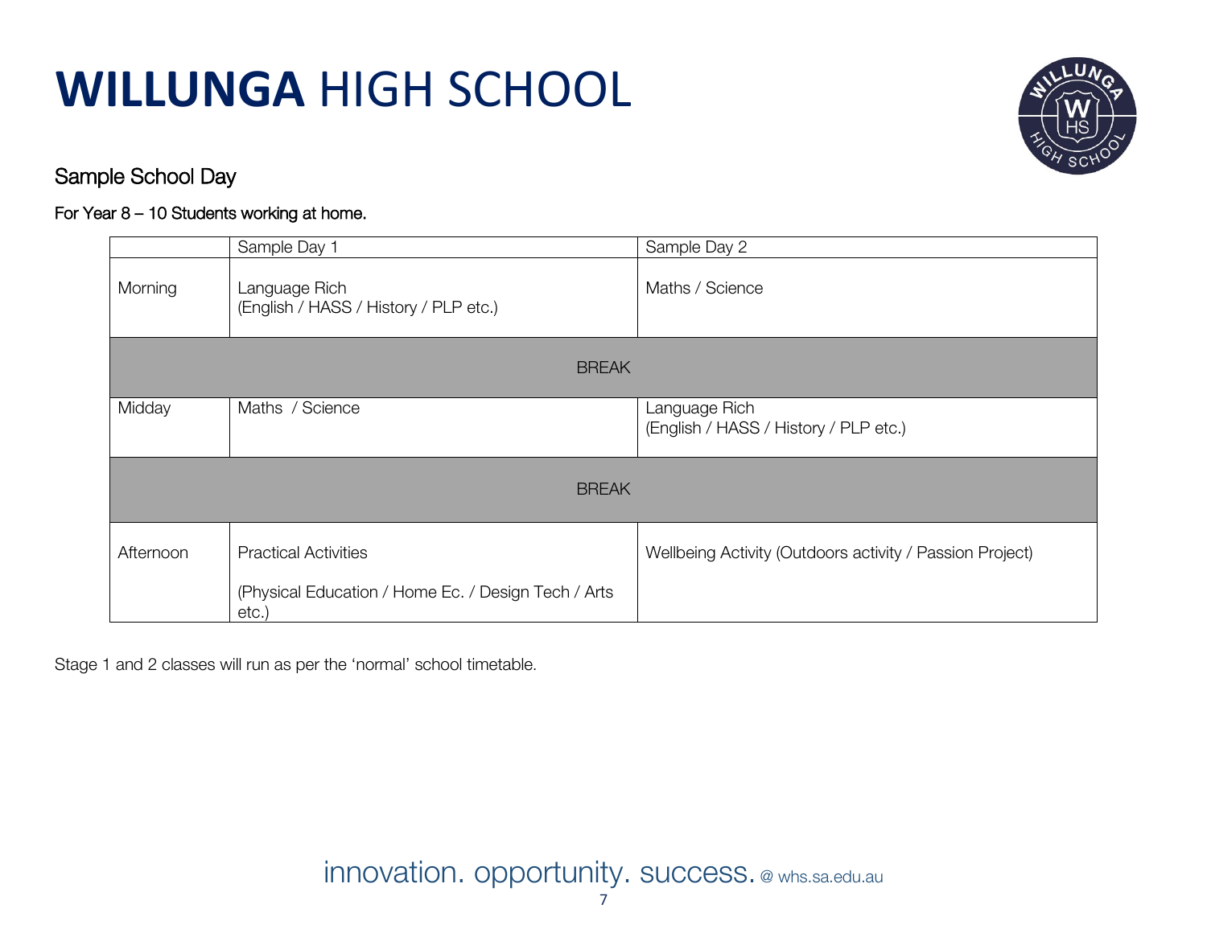# WILLUNGA HIGH SCHOOL

## Sample School Day

For Year 8 – 10 Students working at home.

| | Sample Day 1 | Sample Day 2 |
|---|---|---|
| Morning | Language Rich (English / HASS / History / PLP etc.) | Maths / Science |
| BREAK | | |
| Midday | Maths / Science | Language Rich (English / HASS / History / PLP etc.) |
| BREAK | | |
| Afternoon | Practical Activities<br><br>(Physical Education / Home Ec. / Design Tech / Arts etc.) | Wellbeing Activity (Outdoors activity / Passion Project) |

Stage 1 and 2 classes will run as per the 'normal' school timetable.

innovation. opportunity. success. @ whs.sa.edu.au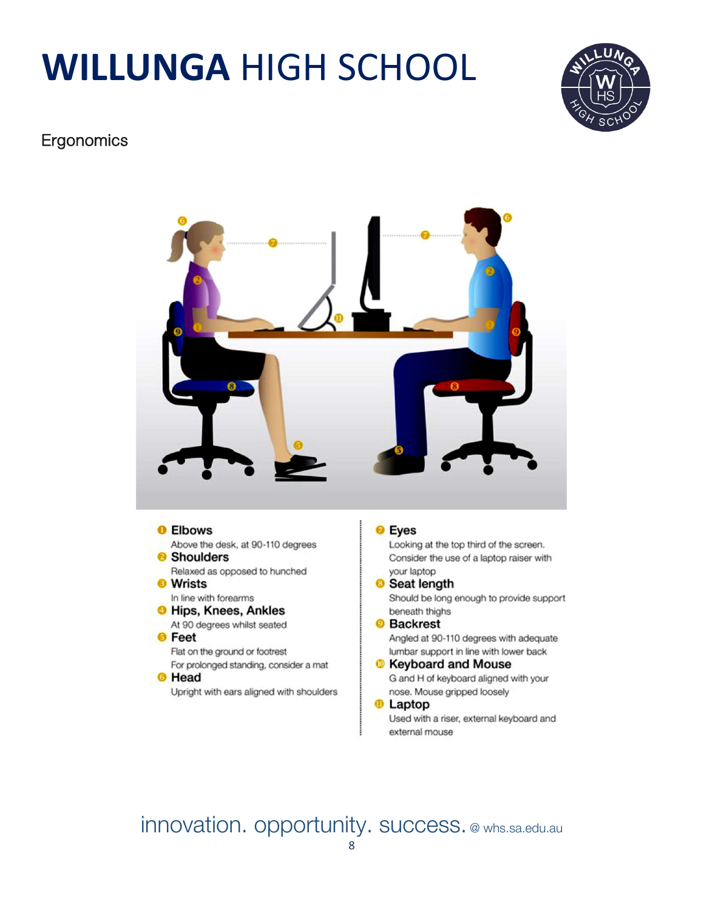# WILLUNGA HIGH SCHOOL

Ergonomics

1. **Elbows**
   Above the desk, at 90-110 degrees
2. **Shoulders**
   Relaxed as opposed to hunched
3. **Wrists**
   In line with forearms
4. **Hips, Knees, Ankles**
   At 90 degrees whilst seated
5. **Feet**
   Flat on the ground or footrest
   For prolonged standing, consider a mat
6. **Head**
   Upright with ears aligned with shoulders
7. **Eyes**
   Looking at the top third of the screen. Consider the use of a laptop raiser with your laptop
8. **Seat length**
   Should be long enough to provide support beneath thighs
9. **Backrest**
   Angled at 90-110 degrees with adequate lumbar support in line with lower back
10. **Keyboard and Mouse**
    G and H of keyboard aligned with your nose. Mouse gripped loosely
11. **Laptop**
    Used with a riser, external keyboard and external mouse

innovation. opportunity. success. @ whs.sa.edu.au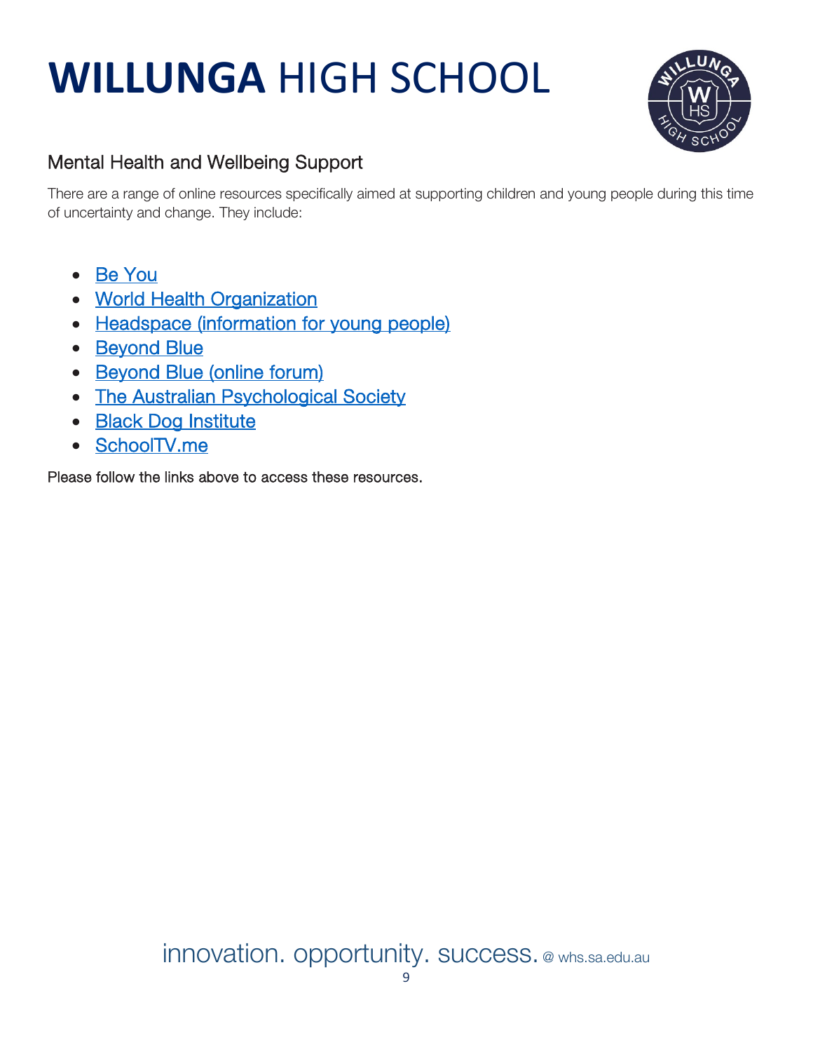# **WILLUNGA** HIGH SCHOOL

## Mental Health and Wellbeing Support

There are a range of online resources specifically aimed at supporting children and young people during this time of uncertainty and change. They include:

- Be You
- World Health Organization
- Headspace (information for young people)
- Beyond Blue
- Beyond Blue (online forum)
- The Australian Psychological Society
- Black Dog Institute
- SchoolTV.me

Please follow the links above to access these resources.

innovation. opportunity. success. @ whs.sa.edu.au